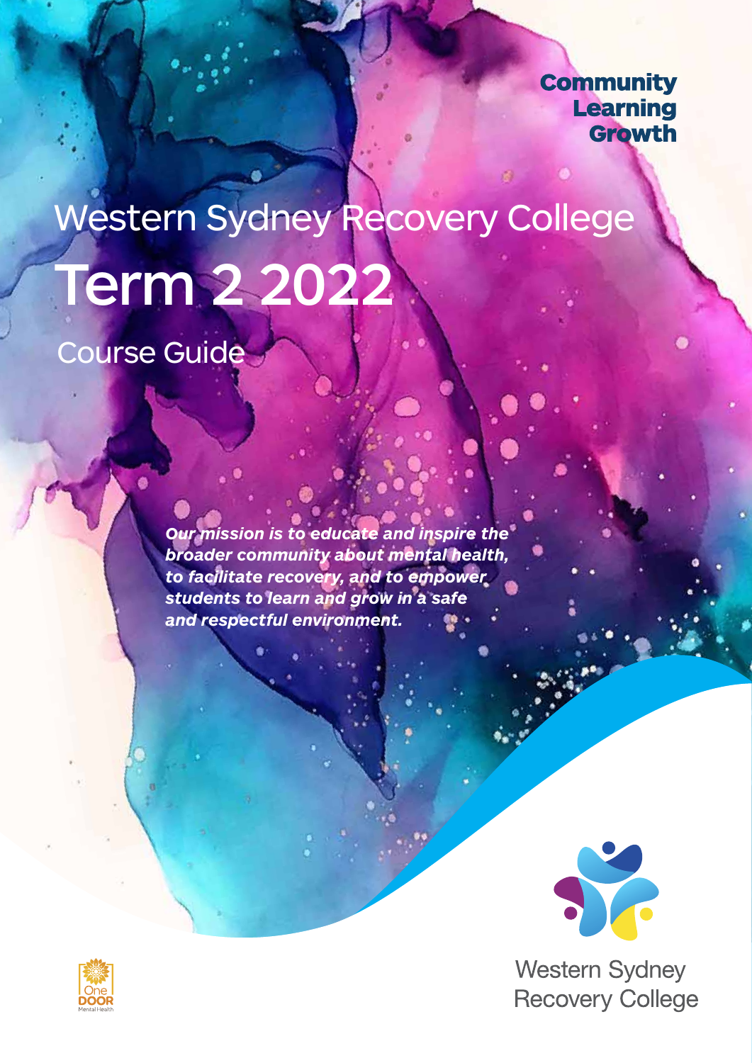Community
Learning
Growth

# Western Sydney Recovery College

# Term 2 2022

## Course Guide

***Our mission is to educate and inspire the broader community about mental health, to facilitate recovery, and to empower students to learn and grow in a safe and respectful environment.***

Western Sydney
Recovery College

One
DOOR
Mental Health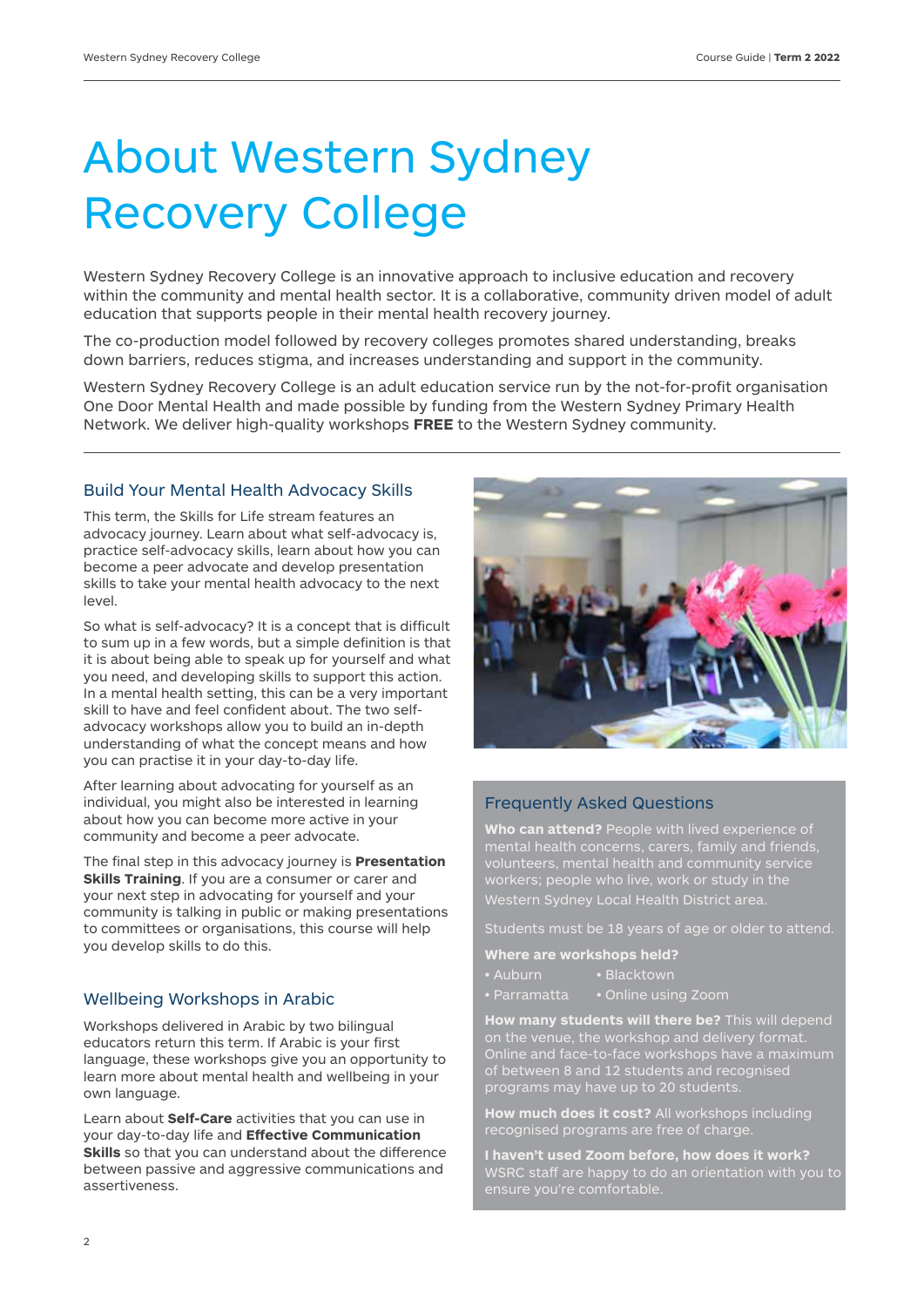# About Western Sydney Recovery College

Western Sydney Recovery College is an innovative approach to inclusive education and recovery within the community and mental health sector. It is a collaborative, community driven model of adult education that supports people in their mental health recovery journey.

The co-production model followed by recovery colleges promotes shared understanding, breaks down barriers, reduces stigma, and increases understanding and support in the community.

Western Sydney Recovery College is an adult education service run by the not-for-profit organisation One Door Mental Health and made possible by funding from the Western Sydney Primary Health Network. We deliver high-quality workshops **FREE** to the Western Sydney community.

## Build Your Mental Health Advocacy Skills

This term, the Skills for Life stream features an advocacy journey. Learn about what self-advocacy is, practice self-advocacy skills, learn about how you can become a peer advocate and develop presentation skills to take your mental health advocacy to the next level.

So what is self-advocacy? It is a concept that is difficult to sum up in a few words, but a simple definition is that it is about being able to speak up for yourself and what you need, and developing skills to support this action. In a mental health setting, this can be a very important skill to have and feel confident about. The two self-advocacy workshops allow you to build an in-depth understanding of what the concept means and how you can practise it in your day-to-day life.

After learning about advocating for yourself as an individual, you might also be interested in learning about how you can become more active in your community and become a peer advocate.

The final step in this advocacy journey is **Presentation Skills Training**. If you are a consumer or carer and your next step in advocating for yourself and your community is talking in public or making presentations to committees or organisations, this course will help you develop skills to do this.

## Wellbeing Workshops in Arabic

Workshops delivered in Arabic by two bilingual educators return this term. If Arabic is your first language, these workshops give you an opportunity to learn more about mental health and wellbeing in your own language.

Learn about **Self-Care** activities that you can use in your day-to-day life and **Effective Communication Skills** so that you can understand about the difference between passive and aggressive communications and assertiveness.

## Frequently Asked Questions

**Who can attend?** People with lived experience of mental health concerns, carers, family and friends, volunteers, mental health and community service workers; people who live, work or study in the Western Sydney Local Health District area.

Students must be 18 years of age or older to attend.

**Where are workshops held?**

- Auburn
- Blacktown
- Parramatta
- Online using Zoom

**How many students will there be?** This will depend on the venue, the workshop and delivery format. Online and face-to-face workshops have a maximum of between 8 and 12 students and recognised programs may have up to 20 students.

**How much does it cost?** All workshops including recognised programs are free of charge.

**I haven't used Zoom before, how does it work?** WSRC staff are happy to do an orientation with you to ensure you're comfortable.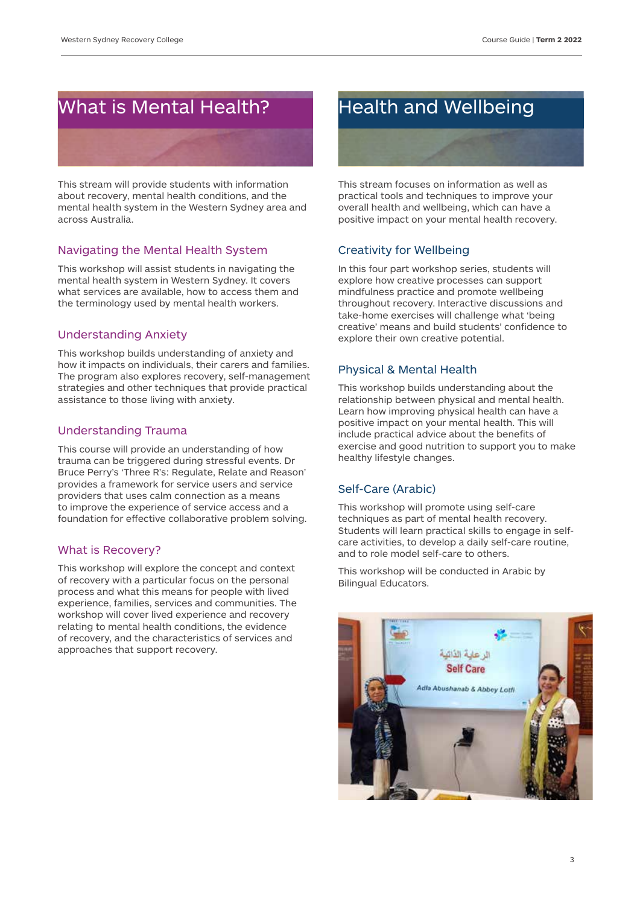# What is Mental Health?

This stream will provide students with information about recovery, mental health conditions, and the mental health system in the Western Sydney area and across Australia.

## Navigating the Mental Health System

This workshop will assist students in navigating the mental health system in Western Sydney. It covers what services are available, how to access them and the terminology used by mental health workers.

## Understanding Anxiety

This workshop builds understanding of anxiety and how it impacts on individuals, their carers and families. The program also explores recovery, self-management strategies and other techniques that provide practical assistance to those living with anxiety.

## Understanding Trauma

This course will provide an understanding of how trauma can be triggered during stressful events. Dr Bruce Perry's 'Three R's: Regulate, Relate and Reason' provides a framework for service users and service providers that uses calm connection as a means to improve the experience of service access and a foundation for effective collaborative problem solving.

## What is Recovery?

This workshop will explore the concept and context of recovery with a particular focus on the personal process and what this means for people with lived experience, families, services and communities. The workshop will cover lived experience and recovery relating to mental health conditions, the evidence of recovery, and the characteristics of services and approaches that support recovery.

# Health and Wellbeing

This stream focuses on information as well as practical tools and techniques to improve your overall health and wellbeing, which can have a positive impact on your mental health recovery.

## Creativity for Wellbeing

In this four part workshop series, students will explore how creative processes can support mindfulness practice and promote wellbeing throughout recovery. Interactive discussions and take-home exercises will challenge what 'being creative' means and build students' confidence to explore their own creative potential.

## Physical & Mental Health

This workshop builds understanding about the relationship between physical and mental health. Learn how improving physical health can have a positive impact on your mental health. This will include practical advice about the benefits of exercise and good nutrition to support you to make healthy lifestyle changes.

## Self-Care (Arabic)

This workshop will promote using self-care techniques as part of mental health recovery. Students will learn practical skills to engage in self-care activities, to develop a daily self-care routine, and to role model self-care to others.

This workshop will be conducted in Arabic by Bilingual Educators.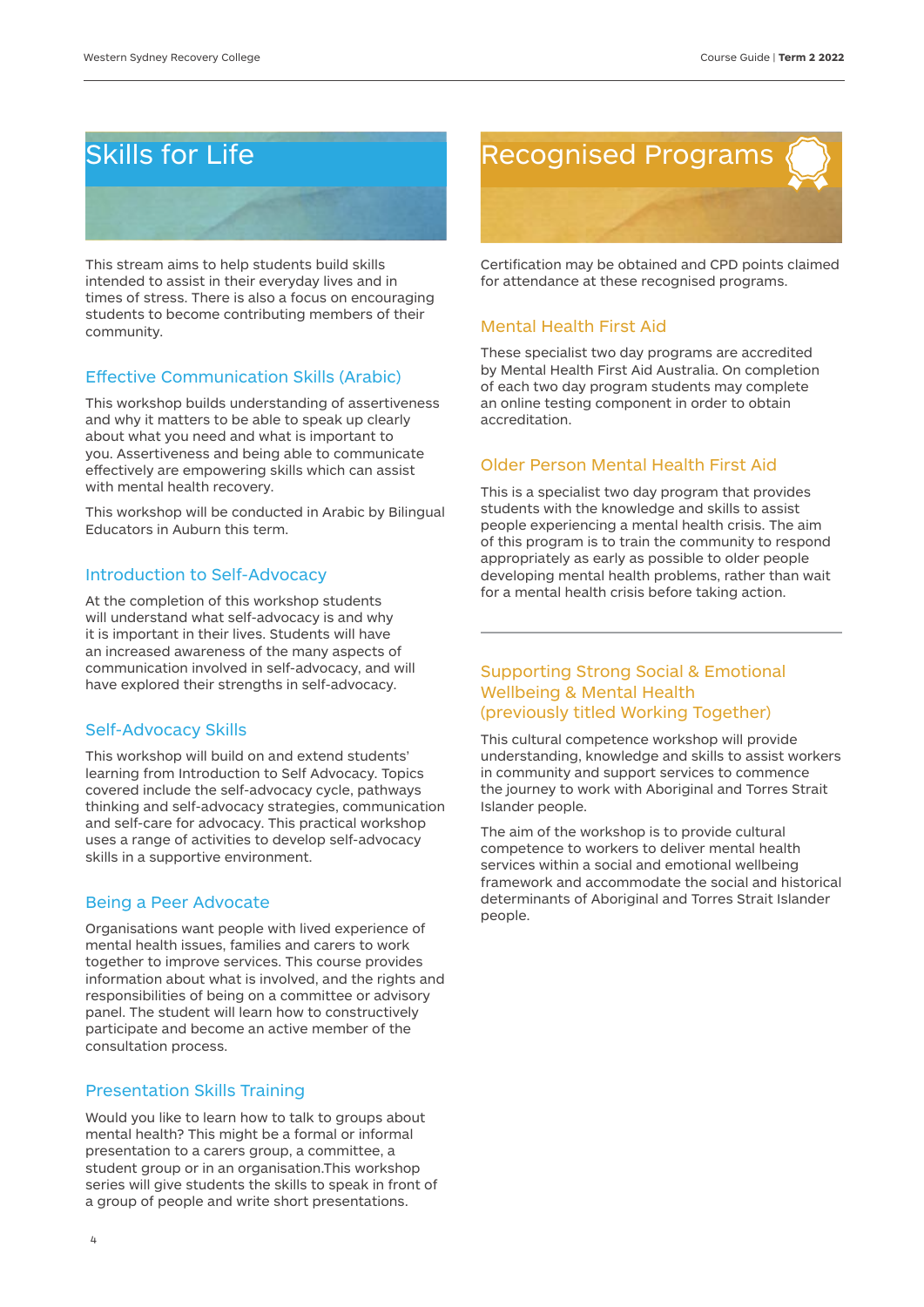# Skills for Life

This stream aims to help students build skills intended to assist in their everyday lives and in times of stress. There is also a focus on encouraging students to become contributing members of their community.

## Effective Communication Skills (Arabic)

This workshop builds understanding of assertiveness and why it matters to be able to speak up clearly about what you need and what is important to you. Assertiveness and being able to communicate effectively are empowering skills which can assist with mental health recovery.

This workshop will be conducted in Arabic by Bilingual Educators in Auburn this term.

## Introduction to Self-Advocacy

At the completion of this workshop students will understand what self-advocacy is and why it is important in their lives. Students will have an increased awareness of the many aspects of communication involved in self-advocacy, and will have explored their strengths in self-advocacy.

## Self-Advocacy Skills

This workshop will build on and extend students' learning from Introduction to Self Advocacy. Topics covered include the self-advocacy cycle, pathways thinking and self-advocacy strategies, communication and self-care for advocacy. This practical workshop uses a range of activities to develop self-advocacy skills in a supportive environment.

## Being a Peer Advocate

Organisations want people with lived experience of mental health issues, families and carers to work together to improve services. This course provides information about what is involved, and the rights and responsibilities of being on a committee or advisory panel. The student will learn how to constructively participate and become an active member of the consultation process.

## Presentation Skills Training

Would you like to learn how to talk to groups about mental health? This might be a formal or informal presentation to a carers group, a committee, a student group or in an organisation.This workshop series will give students the skills to speak in front of a group of people and write short presentations.

# Recognised Programs

Certification may be obtained and CPD points claimed for attendance at these recognised programs.

## Mental Health First Aid

These specialist two day programs are accredited by Mental Health First Aid Australia. On completion of each two day program students may complete an online testing component in order to obtain accreditation.

## Older Person Mental Health First Aid

This is a specialist two day program that provides students with the knowledge and skills to assist people experiencing a mental health crisis. The aim of this program is to train the community to respond appropriately as early as possible to older people developing mental health problems, rather than wait for a mental health crisis before taking action.

---

## Supporting Strong Social & Emotional Wellbeing & Mental Health (previously titled Working Together)

This cultural competence workshop will provide understanding, knowledge and skills to assist workers in community and support services to commence the journey to work with Aboriginal and Torres Strait Islander people.

The aim of the workshop is to provide cultural competence to workers to deliver mental health services within a social and emotional wellbeing framework and accommodate the social and historical determinants of Aboriginal and Torres Strait Islander people.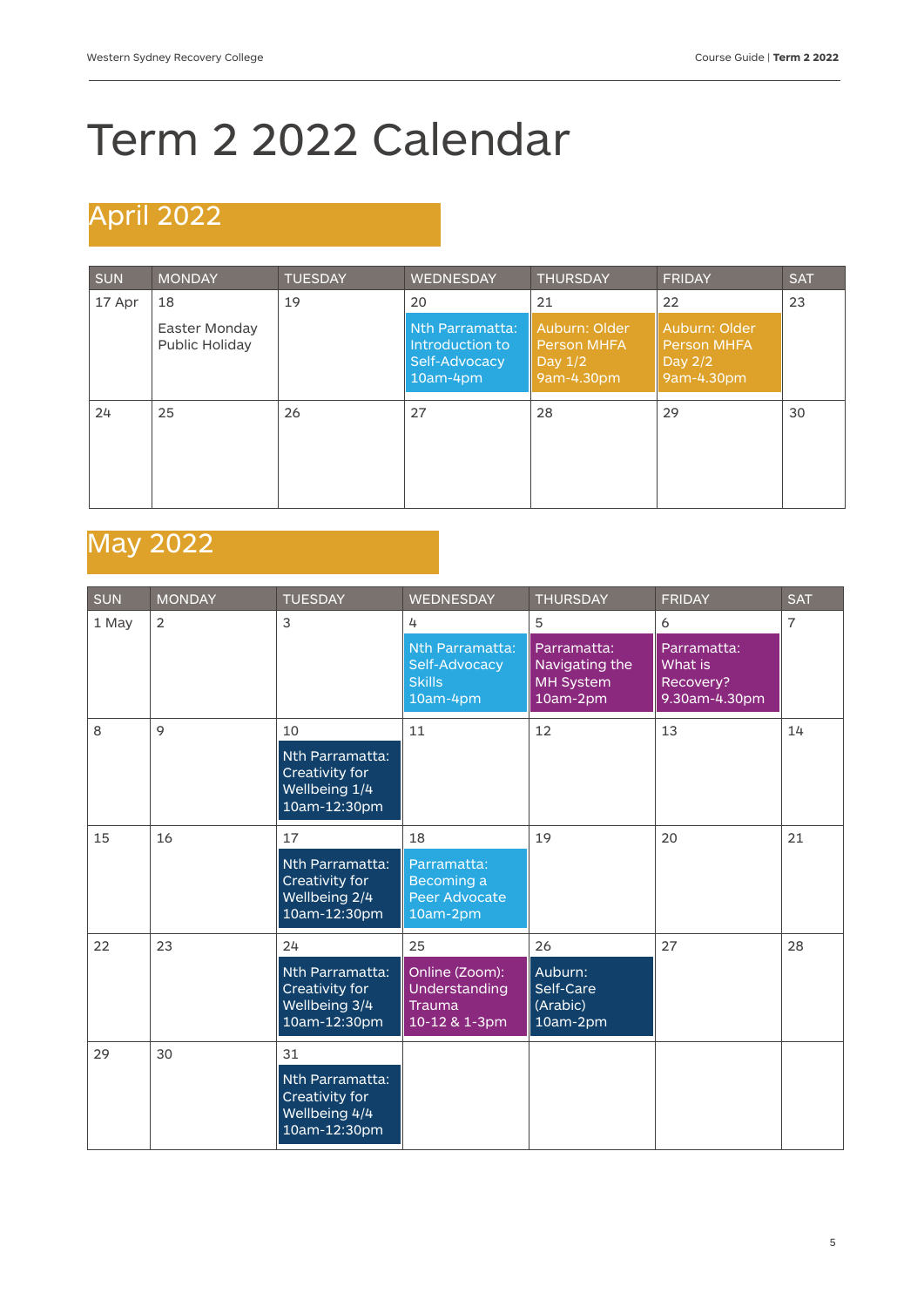# Term 2 2022 Calendar

## April 2022

| SUN | MONDAY | TUESDAY | WEDNESDAY | THURSDAY | FRIDAY | SAT |
|---|---|---|---|---|---|---|
| 17 Apr | 18<br>Easter Monday Public Holiday | 19 | 20<br>Nth Parramatta: Introduction to Self-Advocacy 10am-4pm | 21<br>Auburn: Older Person MHFA Day 1/2 9am-4.30pm | 22<br>Auburn: Older Person MHFA Day 2/2 9am-4.30pm | 23 |
| 24 | 25 | 26 | 27 | 28 | 29 | 30 |

## May 2022

| SUN | MONDAY | TUESDAY | WEDNESDAY | THURSDAY | FRIDAY | SAT |
|---|---|---|---|---|---|---|
| 1 May | 2 | 3 | 4<br>Nth Parramatta: Self-Advocacy Skills 10am-4pm | 5<br>Parramatta: Navigating the MH System 10am-2pm | 6<br>Parramatta: What is Recovery? 9.30am-4.30pm | 7 |
| 8 | 9 | 10<br>Nth Parramatta: Creativity for Wellbeing 1/4 10am-12:30pm | 11 | 12 | 13 | 14 |
| 15 | 16 | 17<br>Nth Parramatta: Creativity for Wellbeing 2/4 10am-12:30pm | 18<br>Parramatta: Becoming a Peer Advocate 10am-2pm | 19 | 20 | 21 |
| 22 | 23 | 24<br>Nth Parramatta: Creativity for Wellbeing 3/4 10am-12:30pm | 25<br>Online (Zoom): Understanding Trauma 10-12 & 1-3pm | 26<br>Auburn: Self-Care (Arabic) 10am-2pm | 27 | 28 |
| 29 | 30 | 31<br>Nth Parramatta: Creativity for Wellbeing 4/4 10am-12:30pm | | | | |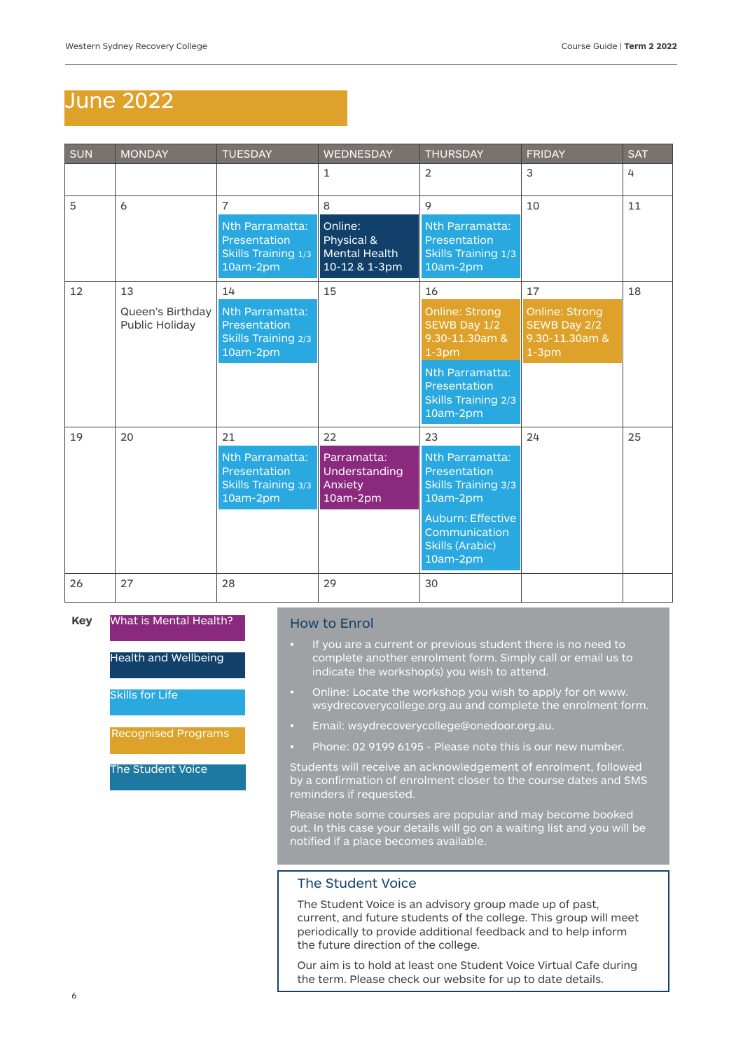# June 2022

| SUN | MONDAY | TUESDAY | WEDNESDAY | THURSDAY | FRIDAY | SAT |
|---|---|---|---|---|---|---|
| | | | 1 | 2 | 3 | 4 |
| 5 | 6 | 7<br>Nth Parramatta: Presentation Skills Training 1/3 10am-2pm | 8<br>Online: Physical & Mental Health 10-12 & 1-3pm | 9<br>Nth Parramatta: Presentation Skills Training 1/3 10am-2pm | 10 | 11 |
| 12 | 13<br>Queen's Birthday Public Holiday | 14<br>Nth Parramatta: Presentation Skills Training 2/3 10am-2pm | 15 | 16<br>Online: Strong SEWB Day 1/2 9.30-11.30am & 1-3pm<br>Nth Parramatta: Presentation Skills Training 2/3 10am-2pm | 17<br>Online: Strong SEWB Day 2/2 9.30-11.30am & 1-3pm | 18 |
| 19 | 20 | 21<br>Nth Parramatta: Presentation Skills Training 3/3 10am-2pm | 22<br>Parramatta: Understanding Anxiety 10am-2pm | 23<br>Nth Parramatta: Presentation Skills Training 3/3 10am-2pm<br>Auburn: Effective Communication Skills (Arabic) 10am-2pm | 24 | 25 |
| 26 | 27 | 28 | 29 | 30 | | |

**Key**

- What is Mental Health?
- Health and Wellbeing
- Skills for Life
- Recognised Programs
- The Student Voice

## How to Enrol

- If you are a current or previous student there is no need to complete another enrolment form. Simply call or email us to indicate the workshop(s) you wish to attend.
- Online: Locate the workshop you wish to apply for on www.wsydrecoverycollege.org.au and complete the enrolment form.
- Email: wsydrecoverycollege@onedoor.org.au.
- Phone: 02 9199 6195 - Please note this is our new number.

Students will receive an acknowledgement of enrolment, followed by a confirmation of enrolment closer to the course dates and SMS reminders if requested.

Please note some courses are popular and may become booked out. In this case your details will go on a waiting list and you will be notified if a place becomes available.

## The Student Voice

The Student Voice is an advisory group made up of past, current, and future students of the college. This group will meet periodically to provide additional feedback and to help inform the future direction of the college.

Our aim is to hold at least one Student Voice Virtual Cafe during the term. Please check our website for up to date details.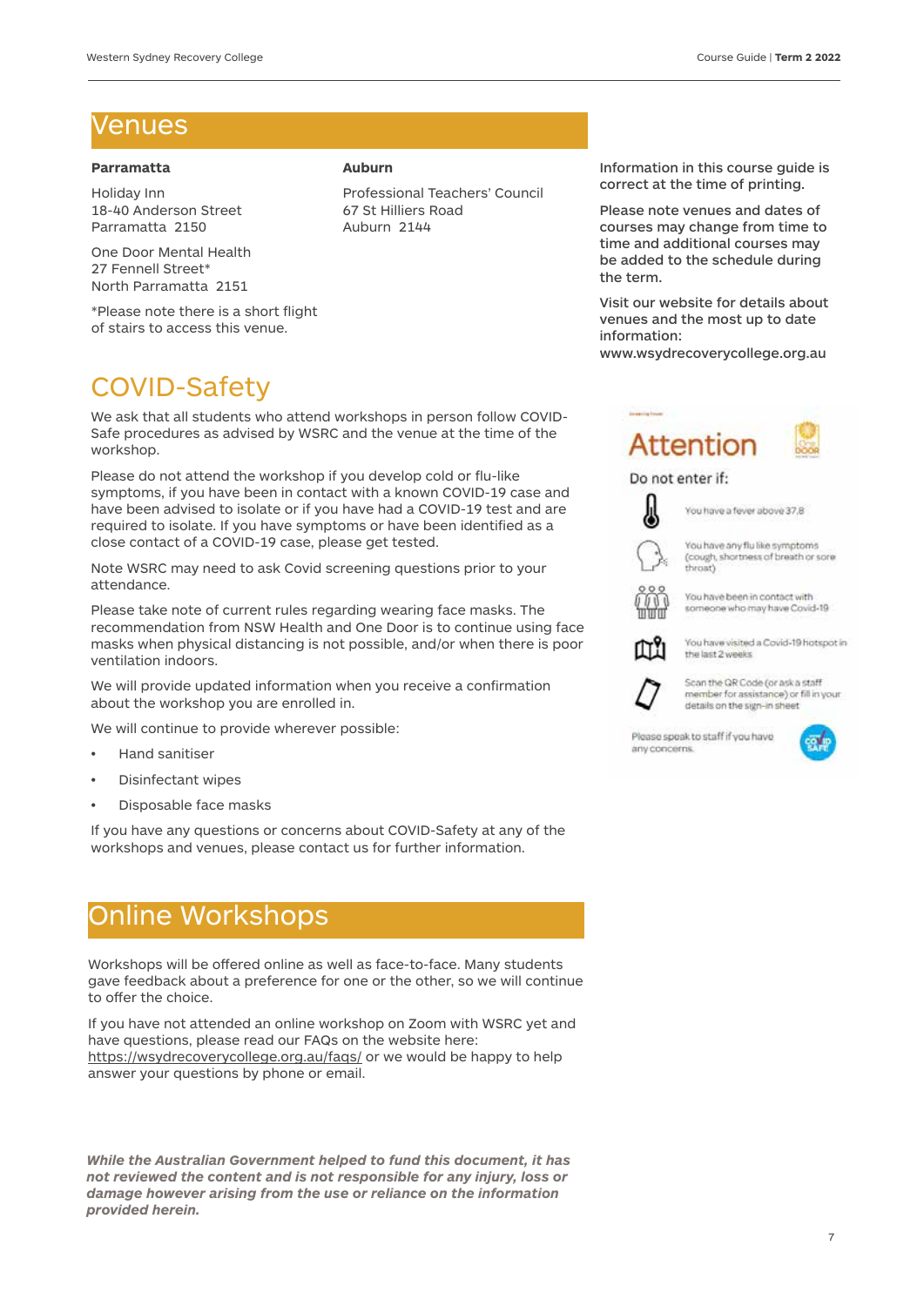# Venues

**Parramatta**

Holiday Inn
18-40 Anderson Street
Parramatta 2150

One Door Mental Health
27 Fennell Street*
North Parramatta 2151

*Please note there is a short flight of stairs to access this venue.

**Auburn**

Professional Teachers' Council
67 St Hilliers Road
Auburn 2144

Information in this course guide is correct at the time of printing.

Please note venues and dates of courses may change from time to time and additional courses may be added to the schedule during the term.

Visit our website for details about venues and the most up to date information:
www.wsydrecoverycollege.org.au

# COVID-Safety

We ask that all students who attend workshops in person follow COVID-Safe procedures as advised by WSRC and the venue at the time of the workshop.

Please do not attend the workshop if you develop cold or flu-like symptoms, if you have been in contact with a known COVID-19 case and have been advised to isolate or if you have had a COVID-19 test and are required to isolate. If you have symptoms or have been identified as a close contact of a COVID-19 case, please get tested.

Note WSRC may need to ask Covid screening questions prior to your attendance.

Please take note of current rules regarding wearing face masks. The recommendation from NSW Health and One Door is to continue using face masks when physical distancing is not possible, and/or when there is poor ventilation indoors.

We will provide updated information when you receive a confirmation about the workshop you are enrolled in.

We will continue to provide wherever possible:

- Hand sanitiser
- Disinfectant wipes
- Disposable face masks

If you have any questions or concerns about COVID-Safety at any of the workshops and venues, please contact us for further information.

**Attention**

Do not enter if:

- You have a fever above 37.8
- You have any flu like symptoms (cough, shortness of breath or sore throat)
- You have been in contact with someone who may have Covid-19
- You have visited a Covid-19 hotspot in the last 2 weeks
- Scan the QR Code (or ask a staff member for assistance) or fill in your details on the sign-in sheet

Please speak to staff if you have any concerns.

# Online Workshops

Workshops will be offered online as well as face-to-face. Many students gave feedback about a preference for one or the other, so we will continue to offer the choice.

If you have not attended an online workshop on Zoom with WSRC yet and have questions, please read our FAQs on the website here: https://wsydrecoverycollege.org.au/faqs/ or we would be happy to help answer your questions by phone or email.

***While the Australian Government helped to fund this document, it has not reviewed the content and is not responsible for any injury, loss or damage however arising from the use or reliance on the information provided herein.***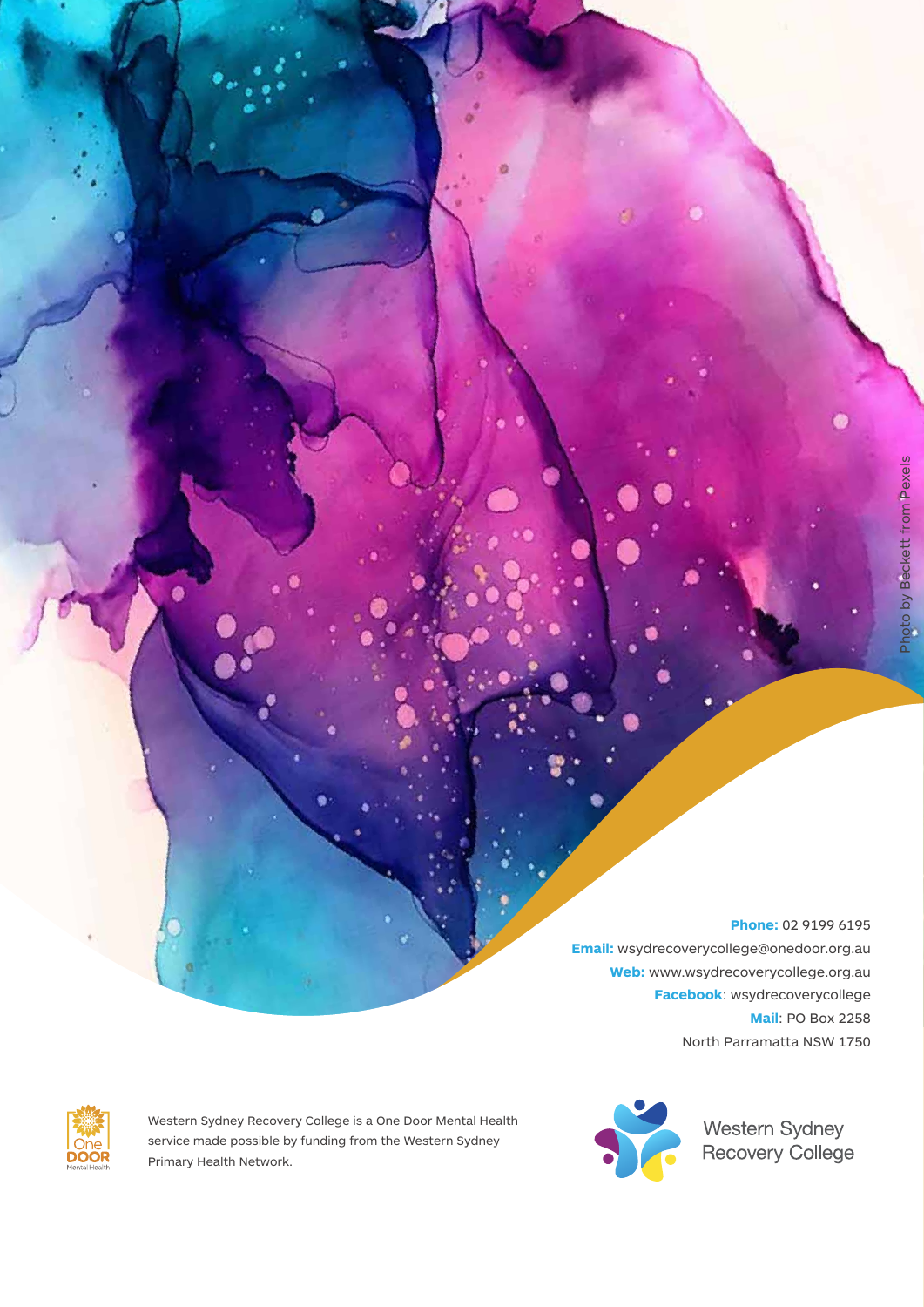Photo by Beckett from Pexels

**Phone:** 02 9199 6195
**Email:** wsydrecoverycollege@onedoor.org.au
**Web:** www.wsydrecoverycollege.org.au
**Facebook**: wsydrecoverycollege
**Mail**: PO Box 2258
North Parramatta NSW 1750

One DOOR Mental Health

Western Sydney Recovery College is a One Door Mental Health service made possible by funding from the Western Sydney Primary Health Network.

Western Sydney Recovery College